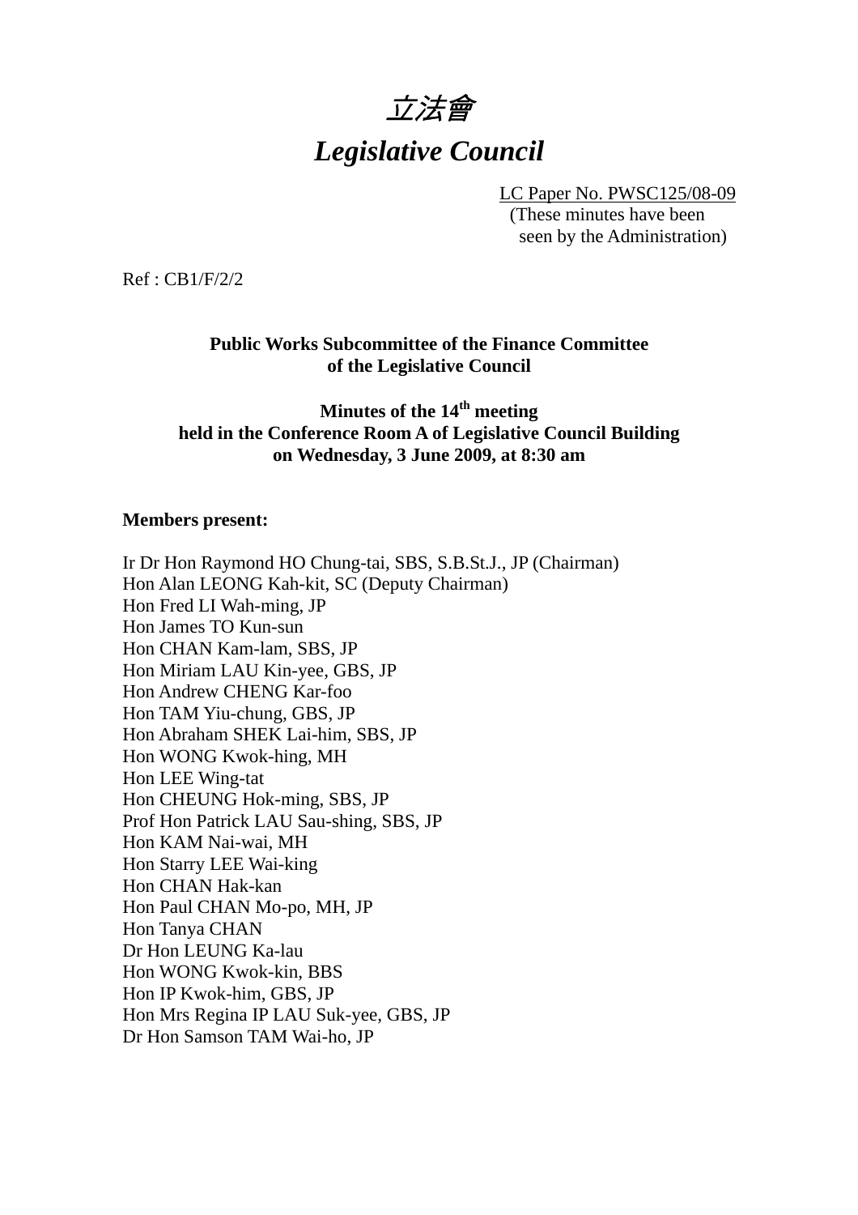# *立法會*

# *Legislative Council*

LC Paper No. PWSC125/08-09
(These minutes have been seen by the Administration)

Ref : CB1/F/2/2

**Public Works Subcommittee of the Finance Committee of the Legislative Council**

**Minutes of the 14th meeting held in the Conference Room A of Legislative Council Building on Wednesday, 3 June 2009, at 8:30 am**

**Members present:**

Ir Dr Hon Raymond HO Chung-tai, SBS, S.B.St.J., JP (Chairman)
Hon Alan LEONG Kah-kit, SC (Deputy Chairman)
Hon Fred LI Wah-ming, JP
Hon James TO Kun-sun
Hon CHAN Kam-lam, SBS, JP
Hon Miriam LAU Kin-yee, GBS, JP
Hon Andrew CHENG Kar-foo
Hon TAM Yiu-chung, GBS, JP
Hon Abraham SHEK Lai-him, SBS, JP
Hon WONG Kwok-hing, MH
Hon LEE Wing-tat
Hon CHEUNG Hok-ming, SBS, JP
Prof Hon Patrick LAU Sau-shing, SBS, JP
Hon KAM Nai-wai, MH
Hon Starry LEE Wai-king
Hon CHAN Hak-kan
Hon Paul CHAN Mo-po, MH, JP
Hon Tanya CHAN
Dr Hon LEUNG Ka-lau
Hon WONG Kwok-kin, BBS
Hon IP Kwok-him, GBS, JP
Hon Mrs Regina IP LAU Suk-yee, GBS, JP
Dr Hon Samson TAM Wai-ho, JP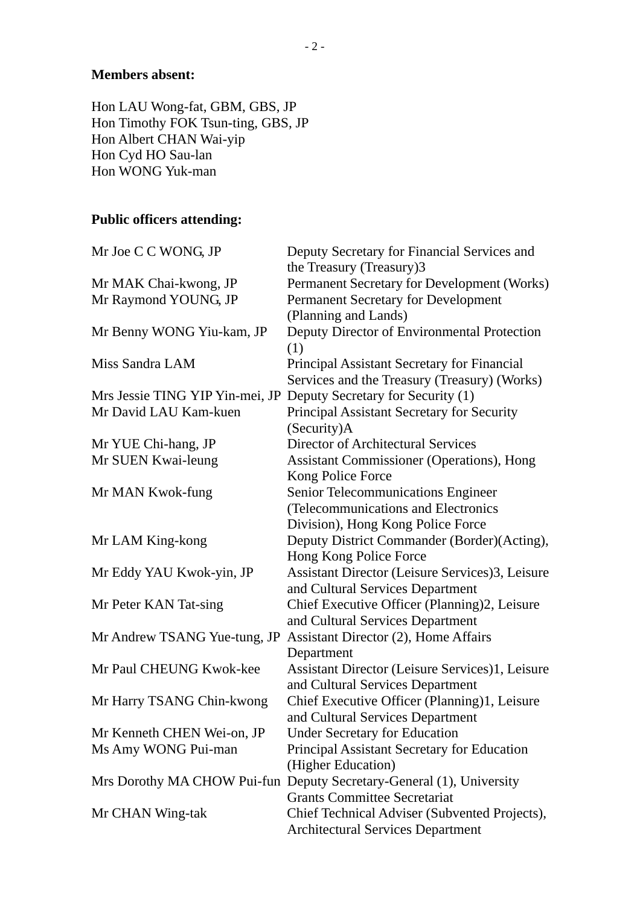**Members absent:**

Hon LAU Wong-fat, GBM, GBS, JP
Hon Timothy FOK Tsun-ting, GBS, JP
Hon Albert CHAN Wai-yip
Hon Cyd HO Sau-lan
Hon WONG Yuk-man

**Public officers attending:**

| | |
|---|---|
| Mr Joe C C WONG, JP | Deputy Secretary for Financial Services and the Treasury (Treasury)3 |
| Mr MAK Chai-kwong, JP | Permanent Secretary for Development (Works) |
| Mr Raymond YOUNG, JP | Permanent Secretary for Development (Planning and Lands) |
| Mr Benny WONG Yiu-kam, JP | Deputy Director of Environmental Protection (1) |
| Miss Sandra LAM | Principal Assistant Secretary for Financial Services and the Treasury (Treasury) (Works) |
| Mrs Jessie TING YIP Yin-mei, JP | Deputy Secretary for Security (1) |
| Mr David LAU Kam-kuen | Principal Assistant Secretary for Security (Security)A |
| Mr YUE Chi-hang, JP | Director of Architectural Services |
| Mr SUEN Kwai-leung | Assistant Commissioner (Operations), Hong Kong Police Force |
| Mr MAN Kwok-fung | Senior Telecommunications Engineer (Telecommunications and Electronics Division), Hong Kong Police Force |
| Mr LAM King-kong | Deputy District Commander (Border)(Acting), Hong Kong Police Force |
| Mr Eddy YAU Kwok-yin, JP | Assistant Director (Leisure Services)3, Leisure and Cultural Services Department |
| Mr Peter KAN Tat-sing | Chief Executive Officer (Planning)2, Leisure and Cultural Services Department |
| Mr Andrew TSANG Yue-tung, JP | Assistant Director (2), Home Affairs Department |
| Mr Paul CHEUNG Kwok-kee | Assistant Director (Leisure Services)1, Leisure and Cultural Services Department |
| Mr Harry TSANG Chin-kwong | Chief Executive Officer (Planning)1, Leisure and Cultural Services Department |
| Mr Kenneth CHEN Wei-on, JP | Under Secretary for Education |
| Ms Amy WONG Pui-man | Principal Assistant Secretary for Education (Higher Education) |
| Mrs Dorothy MA CHOW Pui-fun | Deputy Secretary-General (1), University Grants Committee Secretariat |
| Mr CHAN Wing-tak | Chief Technical Adviser (Subvented Projects), Architectural Services Department |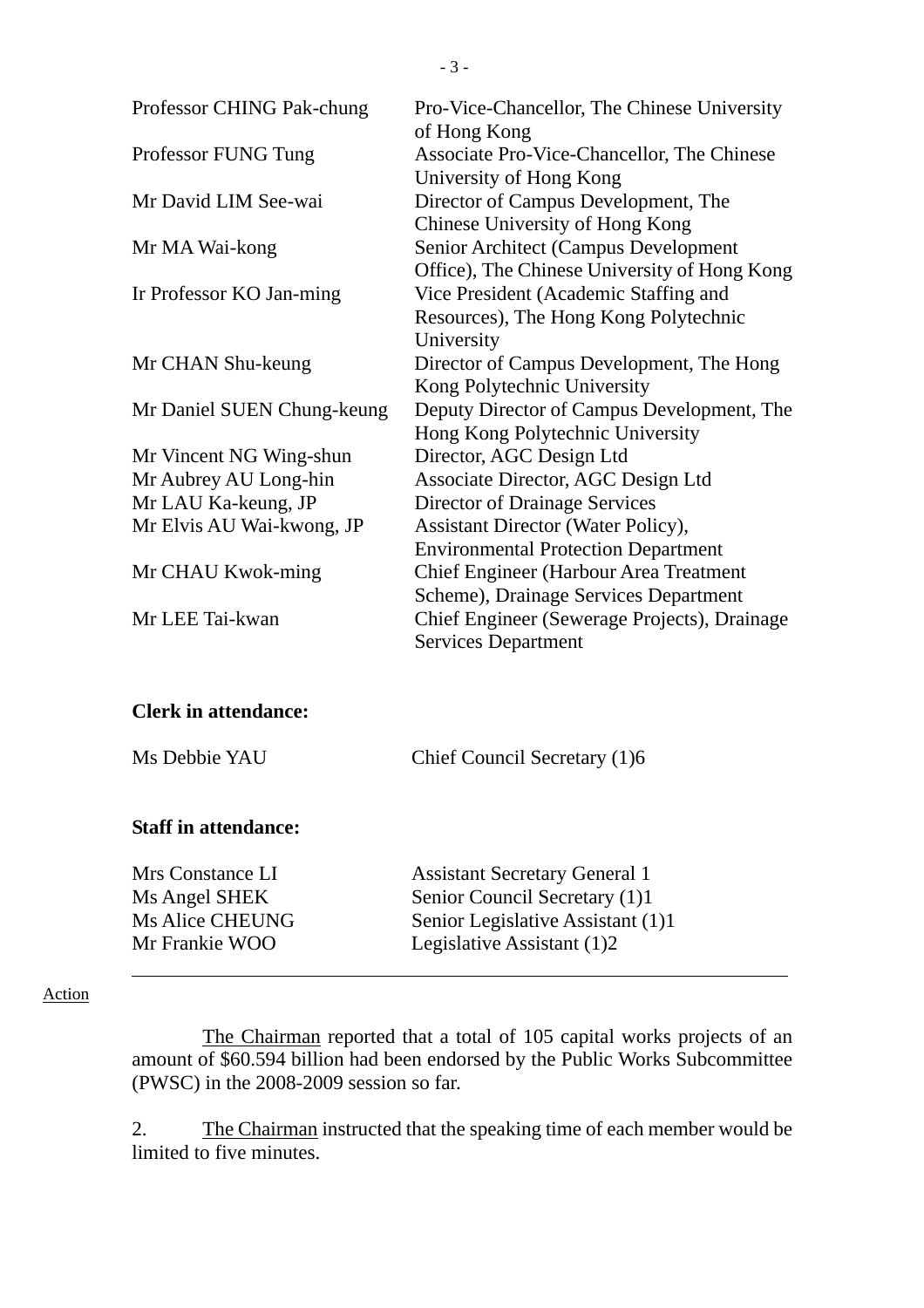| | |
|---|---|
| Professor CHING Pak-chung | Pro-Vice-Chancellor, The Chinese University of Hong Kong |
| Professor FUNG Tung | Associate Pro-Vice-Chancellor, The Chinese University of Hong Kong |
| Mr David LIM See-wai | Director of Campus Development, The Chinese University of Hong Kong |
| Mr MA Wai-kong | Senior Architect (Campus Development Office), The Chinese University of Hong Kong |
| Ir Professor KO Jan-ming | Vice President (Academic Staffing and Resources), The Hong Kong Polytechnic University |
| Mr CHAN Shu-keung | Director of Campus Development, The Hong Kong Polytechnic University |
| Mr Daniel SUEN Chung-keung | Deputy Director of Campus Development, The Hong Kong Polytechnic University |
| Mr Vincent NG Wing-shun | Director, AGC Design Ltd |
| Mr Aubrey AU Long-hin | Associate Director, AGC Design Ltd |
| Mr LAU Ka-keung, JP | Director of Drainage Services |
| Mr Elvis AU Wai-kwong, JP | Assistant Director (Water Policy), Environmental Protection Department |
| Mr CHAU Kwok-ming | Chief Engineer (Harbour Area Treatment Scheme), Drainage Services Department |
| Mr LEE Tai-kwan | Chief Engineer (Sewerage Projects), Drainage Services Department |

**Clerk in attendance:**

| | |
|---|---|
| Ms Debbie YAU | Chief Council Secretary (1)6 |

**Staff in attendance:**

| | |
|---|---|
| Mrs Constance LI | Assistant Secretary General 1 |
| Ms Angel SHEK | Senior Council Secretary (1)1 |
| Ms Alice CHEUNG | Senior Legislative Assistant (1)1 |
| Mr Frankie WOO | Legislative Assistant (1)2 |

---

Action

The Chairman reported that a total of 105 capital works projects of an amount of $60.594 billion had been endorsed by the Public Works Subcommittee (PWSC) in the 2008-2009 session so far.

2. The Chairman instructed that the speaking time of each member would be limited to five minutes.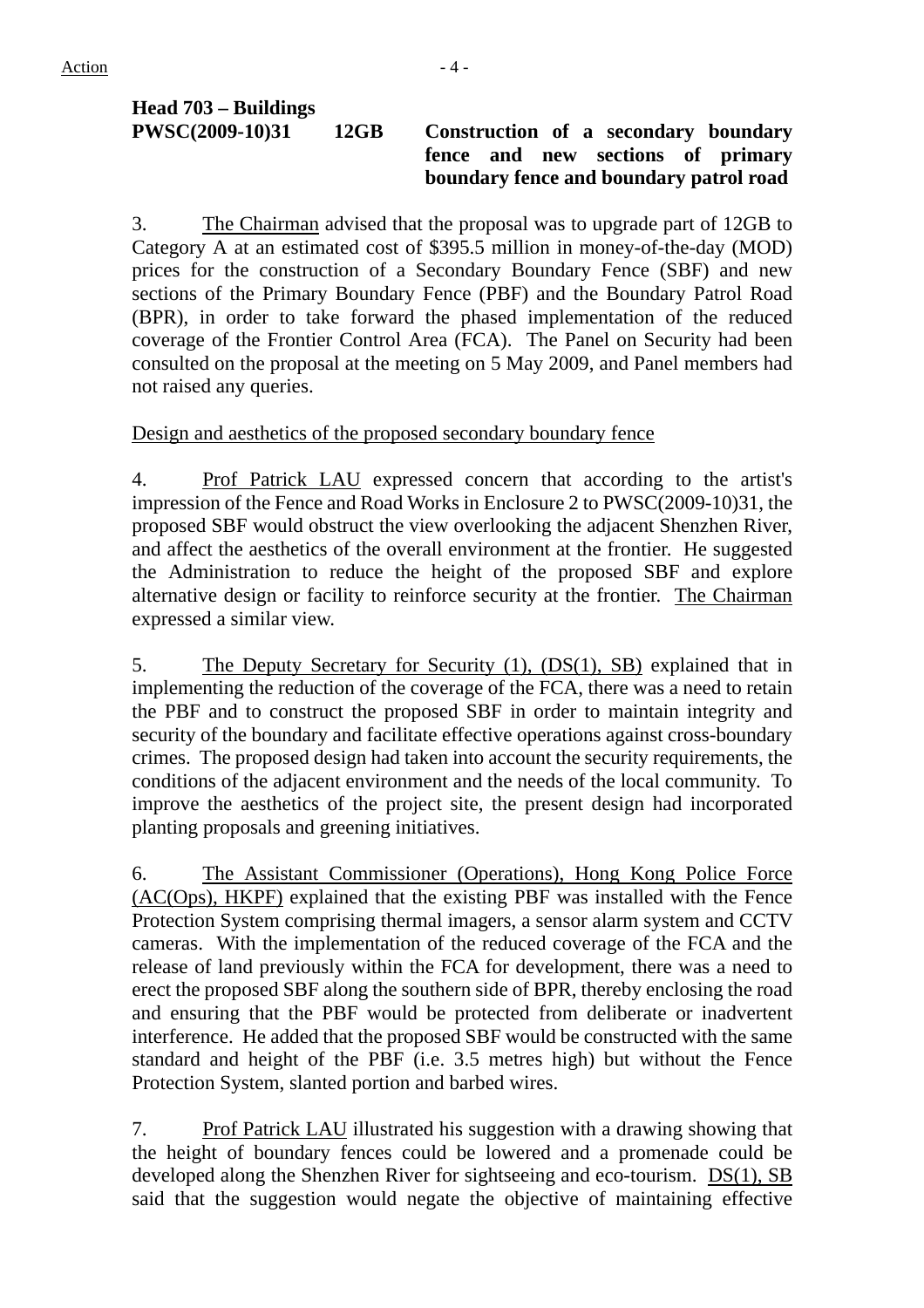Action

**Head 703 – Buildings**
**PWSC(2009-10)31 12GB Construction of a secondary boundary fence and new sections of primary boundary fence and boundary patrol road**

3. The Chairman advised that the proposal was to upgrade part of 12GB to Category A at an estimated cost of $395.5 million in money-of-the-day (MOD) prices for the construction of a Secondary Boundary Fence (SBF) and new sections of the Primary Boundary Fence (PBF) and the Boundary Patrol Road (BPR), in order to take forward the phased implementation of the reduced coverage of the Frontier Control Area (FCA). The Panel on Security had been consulted on the proposal at the meeting on 5 May 2009, and Panel members had not raised any queries.

Design and aesthetics of the proposed secondary boundary fence

4. Prof Patrick LAU expressed concern that according to the artist's impression of the Fence and Road Works in Enclosure 2 to PWSC(2009-10)31, the proposed SBF would obstruct the view overlooking the adjacent Shenzhen River, and affect the aesthetics of the overall environment at the frontier. He suggested the Administration to reduce the height of the proposed SBF and explore alternative design or facility to reinforce security at the frontier. The Chairman expressed a similar view.

5. The Deputy Secretary for Security (1), (DS(1), SB) explained that in implementing the reduction of the coverage of the FCA, there was a need to retain the PBF and to construct the proposed SBF in order to maintain integrity and security of the boundary and facilitate effective operations against cross-boundary crimes. The proposed design had taken into account the security requirements, the conditions of the adjacent environment and the needs of the local community. To improve the aesthetics of the project site, the present design had incorporated planting proposals and greening initiatives.

6. The Assistant Commissioner (Operations), Hong Kong Police Force (AC(Ops), HKPF) explained that the existing PBF was installed with the Fence Protection System comprising thermal imagers, a sensor alarm system and CCTV cameras. With the implementation of the reduced coverage of the FCA and the release of land previously within the FCA for development, there was a need to erect the proposed SBF along the southern side of BPR, thereby enclosing the road and ensuring that the PBF would be protected from deliberate or inadvertent interference. He added that the proposed SBF would be constructed with the same standard and height of the PBF (i.e. 3.5 metres high) but without the Fence Protection System, slanted portion and barbed wires.

7. Prof Patrick LAU illustrated his suggestion with a drawing showing that the height of boundary fences could be lowered and a promenade could be developed along the Shenzhen River for sightseeing and eco-tourism. DS(1), SB said that the suggestion would negate the objective of maintaining effective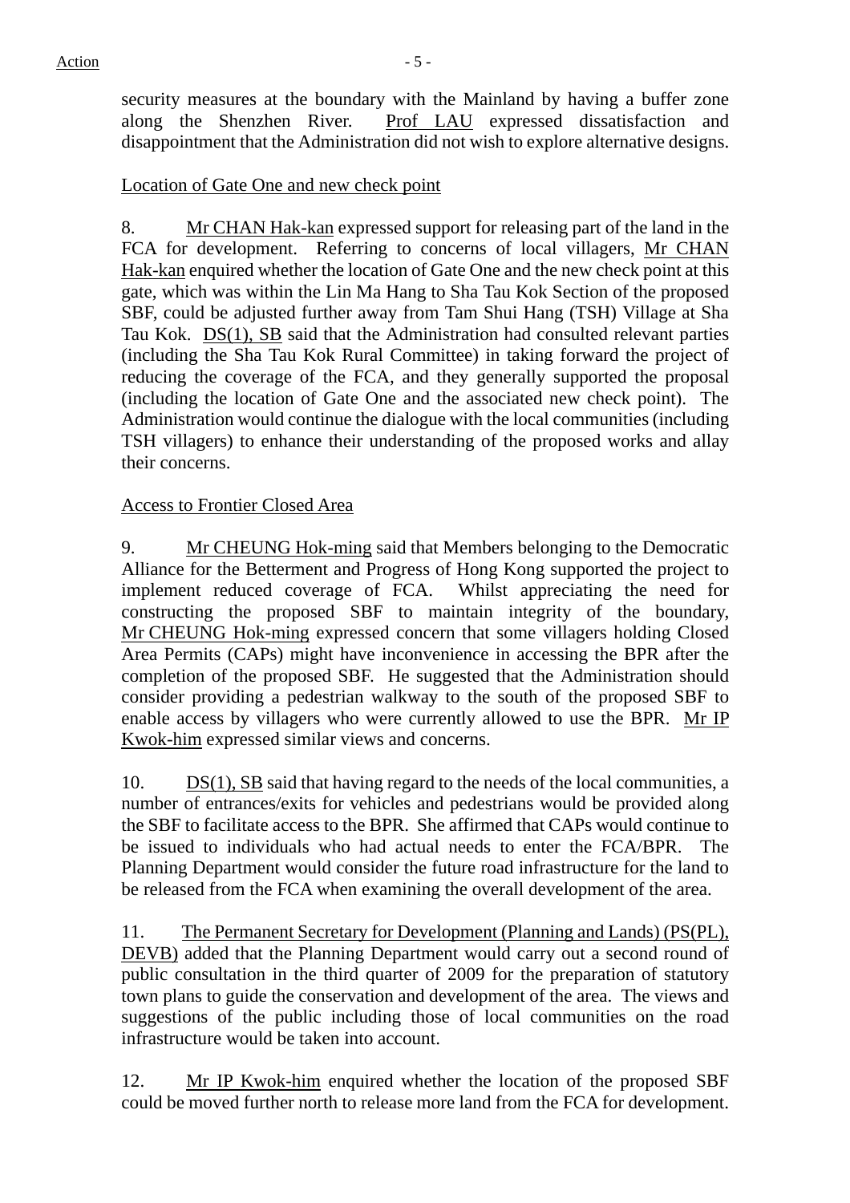security measures at the boundary with the Mainland by having a buffer zone along the Shenzhen River. Prof LAU expressed dissatisfaction and disappointment that the Administration did not wish to explore alternative designs.

Location of Gate One and new check point

8. Mr CHAN Hak-kan expressed support for releasing part of the land in the FCA for development. Referring to concerns of local villagers, Mr CHAN Hak-kan enquired whether the location of Gate One and the new check point at this gate, which was within the Lin Ma Hang to Sha Tau Kok Section of the proposed SBF, could be adjusted further away from Tam Shui Hang (TSH) Village at Sha Tau Kok. DS(1), SB said that the Administration had consulted relevant parties (including the Sha Tau Kok Rural Committee) in taking forward the project of reducing the coverage of the FCA, and they generally supported the proposal (including the location of Gate One and the associated new check point). The Administration would continue the dialogue with the local communities (including TSH villagers) to enhance their understanding of the proposed works and allay their concerns.

Access to Frontier Closed Area

9. Mr CHEUNG Hok-ming said that Members belonging to the Democratic Alliance for the Betterment and Progress of Hong Kong supported the project to implement reduced coverage of FCA. Whilst appreciating the need for constructing the proposed SBF to maintain integrity of the boundary, Mr CHEUNG Hok-ming expressed concern that some villagers holding Closed Area Permits (CAPs) might have inconvenience in accessing the BPR after the completion of the proposed SBF. He suggested that the Administration should consider providing a pedestrian walkway to the south of the proposed SBF to enable access by villagers who were currently allowed to use the BPR. Mr IP Kwok-him expressed similar views and concerns.

10. DS(1), SB said that having regard to the needs of the local communities, a number of entrances/exits for vehicles and pedestrians would be provided along the SBF to facilitate access to the BPR. She affirmed that CAPs would continue to be issued to individuals who had actual needs to enter the FCA/BPR. The Planning Department would consider the future road infrastructure for the land to be released from the FCA when examining the overall development of the area.

11. The Permanent Secretary for Development (Planning and Lands) (PS(PL), DEVB) added that the Planning Department would carry out a second round of public consultation in the third quarter of 2009 for the preparation of statutory town plans to guide the conservation and development of the area. The views and suggestions of the public including those of local communities on the road infrastructure would be taken into account.

12. Mr IP Kwok-him enquired whether the location of the proposed SBF could be moved further north to release more land from the FCA for development.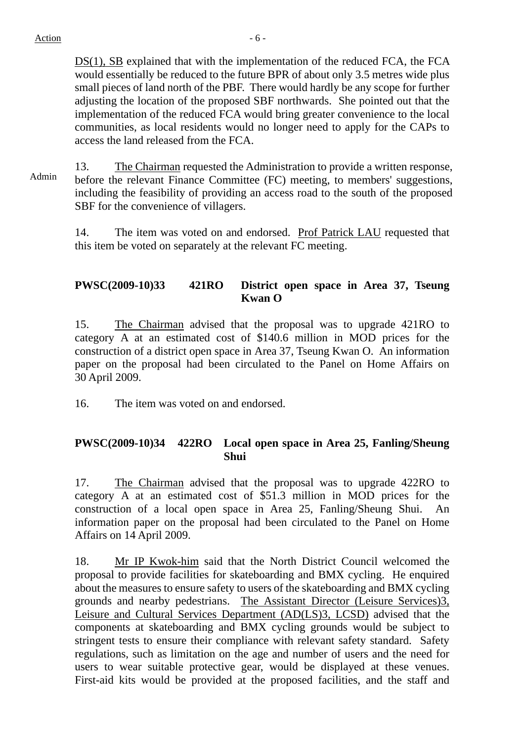DS(1), SB explained that with the implementation of the reduced FCA, the FCA would essentially be reduced to the future BPR of about only 3.5 metres wide plus small pieces of land north of the PBF. There would hardly be any scope for further adjusting the location of the proposed SBF northwards. She pointed out that the implementation of the reduced FCA would bring greater convenience to the local communities, as local residents would no longer need to apply for the CAPs to access the land released from the FCA.

Admin

13. The Chairman requested the Administration to provide a written response, before the relevant Finance Committee (FC) meeting, to members' suggestions, including the feasibility of providing an access road to the south of the proposed SBF for the convenience of villagers.

14. The item was voted on and endorsed. Prof Patrick LAU requested that this item be voted on separately at the relevant FC meeting.

**PWSC(2009-10)33 421RO District open space in Area 37, Tseung Kwan O**

15. The Chairman advised that the proposal was to upgrade 421RO to category A at an estimated cost of $140.6 million in MOD prices for the construction of a district open space in Area 37, Tseung Kwan O. An information paper on the proposal had been circulated to the Panel on Home Affairs on 30 April 2009.

16. The item was voted on and endorsed.

**PWSC(2009-10)34 422RO Local open space in Area 25, Fanling/Sheung Shui**

17. The Chairman advised that the proposal was to upgrade 422RO to category A at an estimated cost of $51.3 million in MOD prices for the construction of a local open space in Area 25, Fanling/Sheung Shui. An information paper on the proposal had been circulated to the Panel on Home Affairs on 14 April 2009.

18. Mr IP Kwok-him said that the North District Council welcomed the proposal to provide facilities for skateboarding and BMX cycling. He enquired about the measures to ensure safety to users of the skateboarding and BMX cycling grounds and nearby pedestrians. The Assistant Director (Leisure Services)3, Leisure and Cultural Services Department (AD(LS)3, LCSD) advised that the components at skateboarding and BMX cycling grounds would be subject to stringent tests to ensure their compliance with relevant safety standard. Safety regulations, such as limitation on the age and number of users and the need for users to wear suitable protective gear, would be displayed at these venues. First-aid kits would be provided at the proposed facilities, and the staff and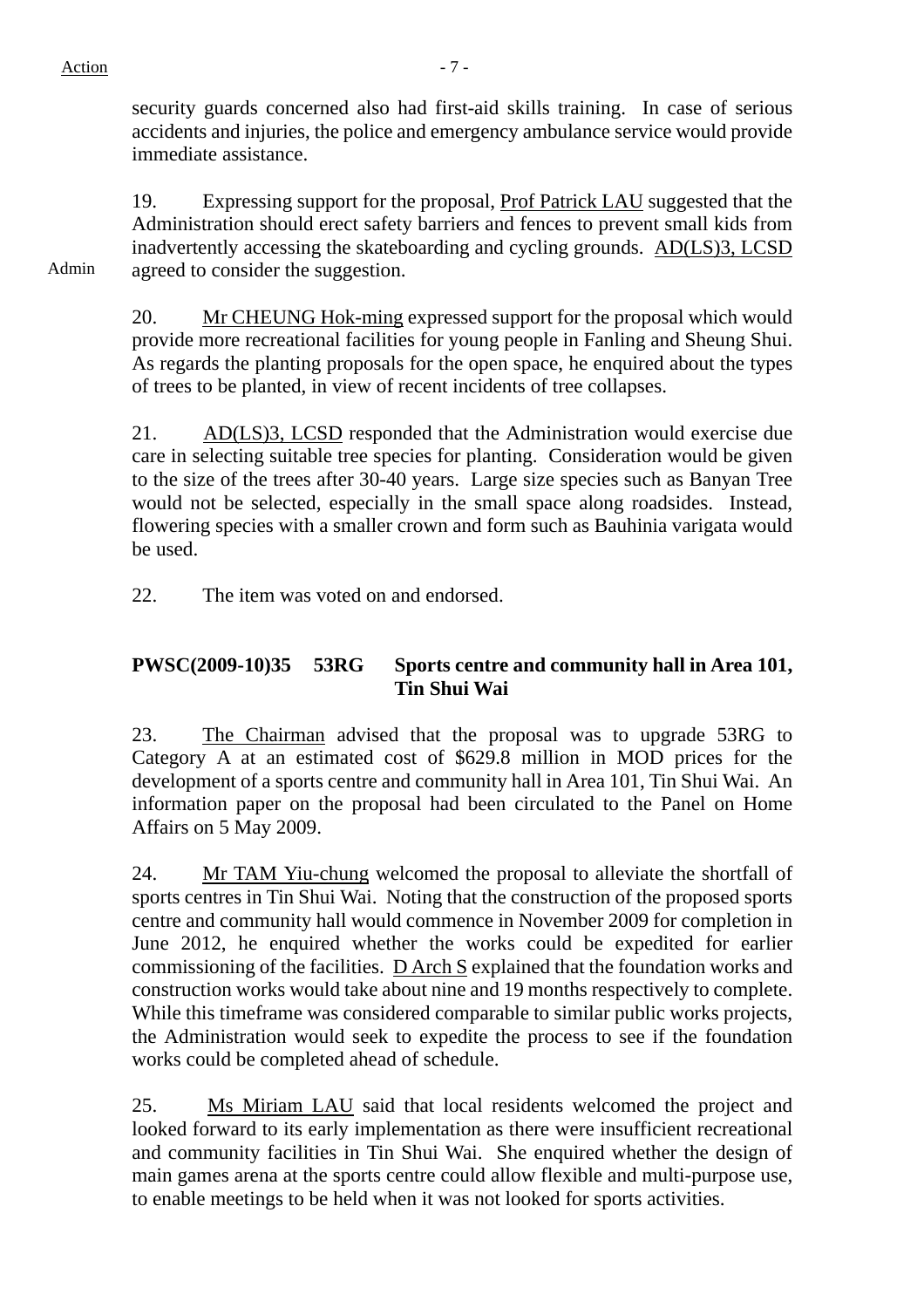security guards concerned also had first-aid skills training. In case of serious accidents and injuries, the police and emergency ambulance service would provide immediate assistance.

19. Expressing support for the proposal, Prof Patrick LAU suggested that the Administration should erect safety barriers and fences to prevent small kids from inadvertently accessing the skateboarding and cycling grounds. AD(LS)3, LCSD agreed to consider the suggestion.

Admin

20. Mr CHEUNG Hok-ming expressed support for the proposal which would provide more recreational facilities for young people in Fanling and Sheung Shui. As regards the planting proposals for the open space, he enquired about the types of trees to be planted, in view of recent incidents of tree collapses.

21. AD(LS)3, LCSD responded that the Administration would exercise due care in selecting suitable tree species for planting. Consideration would be given to the size of the trees after 30-40 years. Large size species such as Banyan Tree would not be selected, especially in the small space along roadsides. Instead, flowering species with a smaller crown and form such as Bauhinia varigata would be used.

22. The item was voted on and endorsed.

**PWSC(2009-10)35 53RG Sports centre and community hall in Area 101, Tin Shui Wai**

23. The Chairman advised that the proposal was to upgrade 53RG to Category A at an estimated cost of $629.8 million in MOD prices for the development of a sports centre and community hall in Area 101, Tin Shui Wai. An information paper on the proposal had been circulated to the Panel on Home Affairs on 5 May 2009.

24. Mr TAM Yiu-chung welcomed the proposal to alleviate the shortfall of sports centres in Tin Shui Wai. Noting that the construction of the proposed sports centre and community hall would commence in November 2009 for completion in June 2012, he enquired whether the works could be expedited for earlier commissioning of the facilities. D Arch S explained that the foundation works and construction works would take about nine and 19 months respectively to complete. While this timeframe was considered comparable to similar public works projects, the Administration would seek to expedite the process to see if the foundation works could be completed ahead of schedule.

25. Ms Miriam LAU said that local residents welcomed the project and looked forward to its early implementation as there were insufficient recreational and community facilities in Tin Shui Wai. She enquired whether the design of main games arena at the sports centre could allow flexible and multi-purpose use, to enable meetings to be held when it was not looked for sports activities.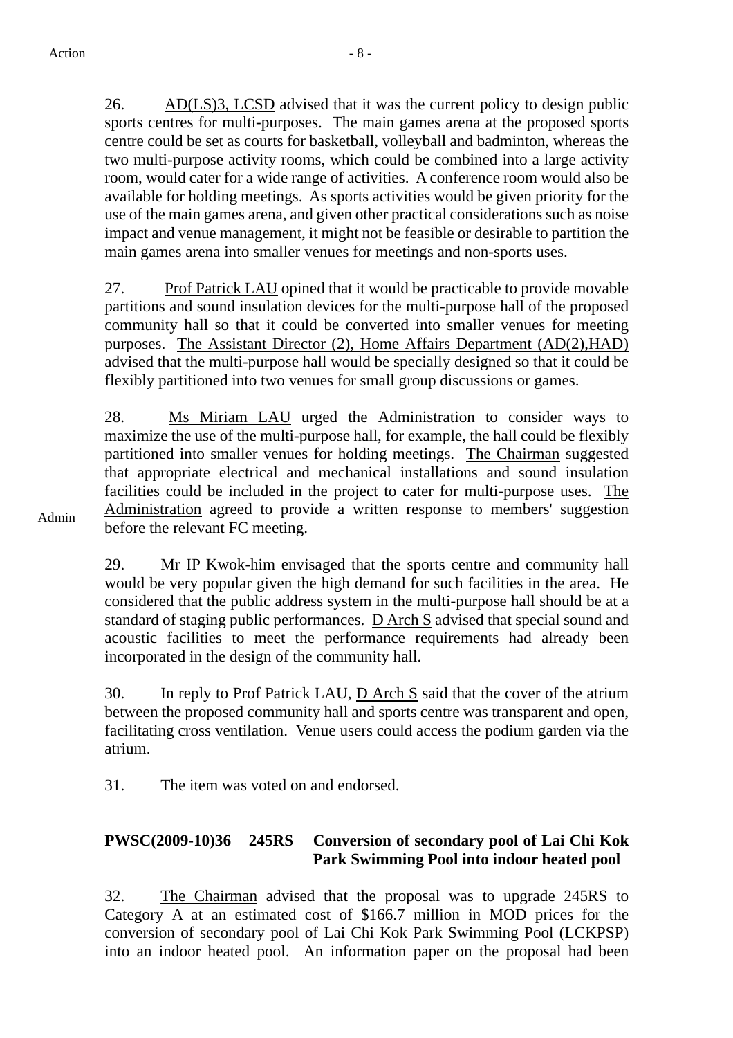26. AD(LS)3, LCSD advised that it was the current policy to design public sports centres for multi-purposes. The main games arena at the proposed sports centre could be set as courts for basketball, volleyball and badminton, whereas the two multi-purpose activity rooms, which could be combined into a large activity room, would cater for a wide range of activities. A conference room would also be available for holding meetings. As sports activities would be given priority for the use of the main games arena, and given other practical considerations such as noise impact and venue management, it might not be feasible or desirable to partition the main games arena into smaller venues for meetings and non-sports uses.

27. Prof Patrick LAU opined that it would be practicable to provide movable partitions and sound insulation devices for the multi-purpose hall of the proposed community hall so that it could be converted into smaller venues for meeting purposes. The Assistant Director (2), Home Affairs Department (AD(2),HAD) advised that the multi-purpose hall would be specially designed so that it could be flexibly partitioned into two venues for small group discussions or games.

28. Ms Miriam LAU urged the Administration to consider ways to maximize the use of the multi-purpose hall, for example, the hall could be flexibly partitioned into smaller venues for holding meetings. The Chairman suggested that appropriate electrical and mechanical installations and sound insulation facilities could be included in the project to cater for multi-purpose uses. The Administration agreed to provide a written response to members' suggestion before the relevant FC meeting. **(Action: Admin)**

29. Mr IP Kwok-him envisaged that the sports centre and community hall would be very popular given the high demand for such facilities in the area. He considered that the public address system in the multi-purpose hall should be at a standard of staging public performances. D Arch S advised that special sound and acoustic facilities to meet the performance requirements had already been incorporated in the design of the community hall.

30. In reply to Prof Patrick LAU, D Arch S said that the cover of the atrium between the proposed community hall and sports centre was transparent and open, facilitating cross ventilation. Venue users could access the podium garden via the atrium.

31. The item was voted on and endorsed.

**PWSC(2009-10)36 245RS Conversion of secondary pool of Lai Chi Kok Park Swimming Pool into indoor heated pool**

32. The Chairman advised that the proposal was to upgrade 245RS to Category A at an estimated cost of $166.7 million in MOD prices for the conversion of secondary pool of Lai Chi Kok Park Swimming Pool (LCKPSP) into an indoor heated pool. An information paper on the proposal had been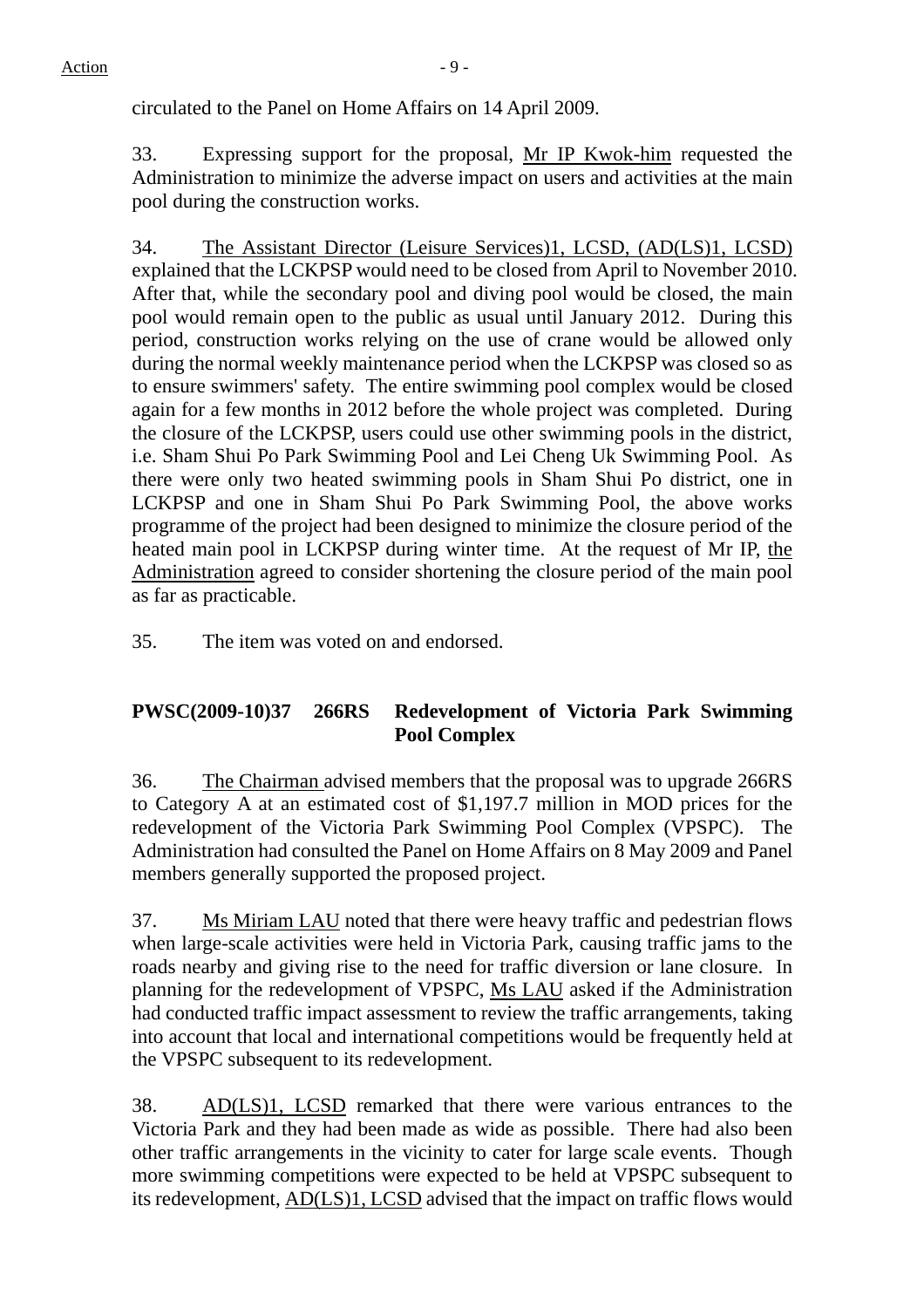circulated to the Panel on Home Affairs on 14 April 2009.

33. Expressing support for the proposal, Mr IP Kwok-him requested the Administration to minimize the adverse impact on users and activities at the main pool during the construction works.

34. The Assistant Director (Leisure Services)1, LCSD, (AD(LS)1, LCSD) explained that the LCKPSP would need to be closed from April to November 2010. After that, while the secondary pool and diving pool would be closed, the main pool would remain open to the public as usual until January 2012. During this period, construction works relying on the use of crane would be allowed only during the normal weekly maintenance period when the LCKPSP was closed so as to ensure swimmers' safety. The entire swimming pool complex would be closed again for a few months in 2012 before the whole project was completed. During the closure of the LCKPSP, users could use other swimming pools in the district, i.e. Sham Shui Po Park Swimming Pool and Lei Cheng Uk Swimming Pool. As there were only two heated swimming pools in Sham Shui Po district, one in LCKPSP and one in Sham Shui Po Park Swimming Pool, the above works programme of the project had been designed to minimize the closure period of the heated main pool in LCKPSP during winter time. At the request of Mr IP, the Administration agreed to consider shortening the closure period of the main pool as far as practicable.

35. The item was voted on and endorsed.

**PWSC(2009-10)37 266RS Redevelopment of Victoria Park Swimming Pool Complex**

36. The Chairman advised members that the proposal was to upgrade 266RS to Category A at an estimated cost of $1,197.7 million in MOD prices for the redevelopment of the Victoria Park Swimming Pool Complex (VPSPC). The Administration had consulted the Panel on Home Affairs on 8 May 2009 and Panel members generally supported the proposed project.

37. Ms Miriam LAU noted that there were heavy traffic and pedestrian flows when large-scale activities were held in Victoria Park, causing traffic jams to the roads nearby and giving rise to the need for traffic diversion or lane closure. In planning for the redevelopment of VPSPC, Ms LAU asked if the Administration had conducted traffic impact assessment to review the traffic arrangements, taking into account that local and international competitions would be frequently held at the VPSPC subsequent to its redevelopment.

38. AD(LS)1, LCSD remarked that there were various entrances to the Victoria Park and they had been made as wide as possible. There had also been other traffic arrangements in the vicinity to cater for large scale events. Though more swimming competitions were expected to be held at VPSPC subsequent to its redevelopment, AD(LS)1, LCSD advised that the impact on traffic flows would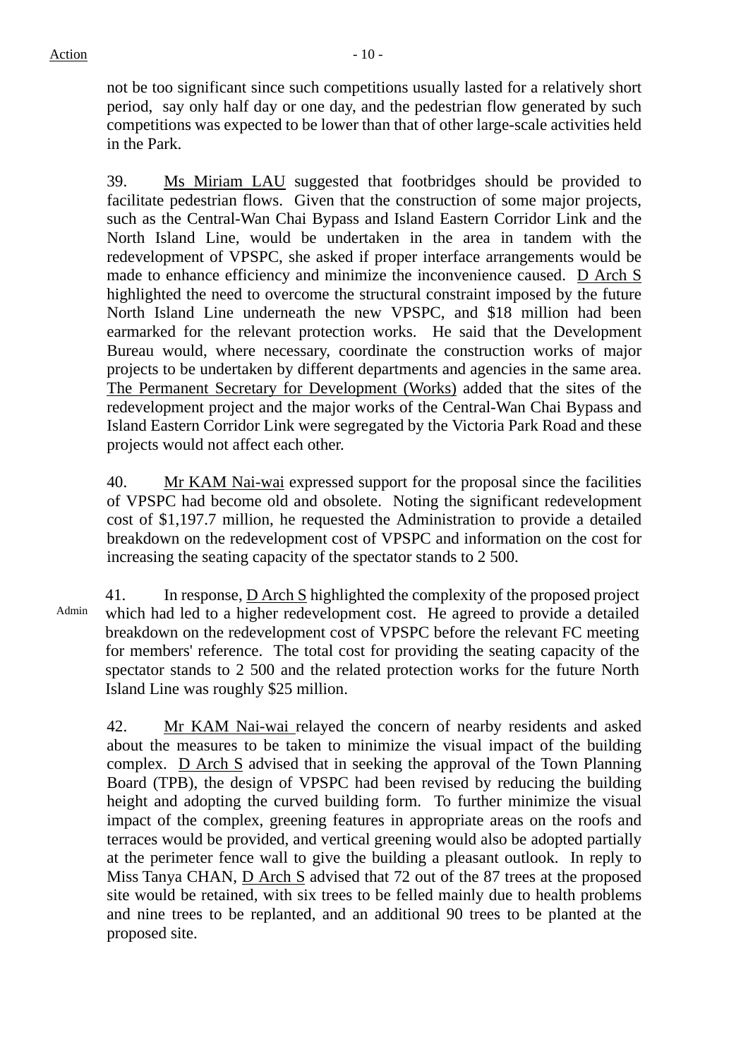not be too significant since such competitions usually lasted for a relatively short period, say only half day or one day, and the pedestrian flow generated by such competitions was expected to be lower than that of other large-scale activities held in the Park.

39. Ms Miriam LAU suggested that footbridges should be provided to facilitate pedestrian flows. Given that the construction of some major projects, such as the Central-Wan Chai Bypass and Island Eastern Corridor Link and the North Island Line, would be undertaken in the area in tandem with the redevelopment of VPSPC, she asked if proper interface arrangements would be made to enhance efficiency and minimize the inconvenience caused. D Arch S highlighted the need to overcome the structural constraint imposed by the future North Island Line underneath the new VPSPC, and $18 million had been earmarked for the relevant protection works. He said that the Development Bureau would, where necessary, coordinate the construction works of major projects to be undertaken by different departments and agencies in the same area. The Permanent Secretary for Development (Works) added that the sites of the redevelopment project and the major works of the Central-Wan Chai Bypass and Island Eastern Corridor Link were segregated by the Victoria Park Road and these projects would not affect each other.

40. Mr KAM Nai-wai expressed support for the proposal since the facilities of VPSPC had become old and obsolete. Noting the significant redevelopment cost of $1,197.7 million, he requested the Administration to provide a detailed breakdown on the redevelopment cost of VPSPC and information on the cost for increasing the seating capacity of the spectator stands to 2 500.

Admin

41. In response, D Arch S highlighted the complexity of the proposed project which had led to a higher redevelopment cost. He agreed to provide a detailed breakdown on the redevelopment cost of VPSPC before the relevant FC meeting for members' reference. The total cost for providing the seating capacity of the spectator stands to 2 500 and the related protection works for the future North Island Line was roughly $25 million.

42. Mr KAM Nai-wai relayed the concern of nearby residents and asked about the measures to be taken to minimize the visual impact of the building complex. D Arch S advised that in seeking the approval of the Town Planning Board (TPB), the design of VPSPC had been revised by reducing the building height and adopting the curved building form. To further minimize the visual impact of the complex, greening features in appropriate areas on the roofs and terraces would be provided, and vertical greening would also be adopted partially at the perimeter fence wall to give the building a pleasant outlook. In reply to Miss Tanya CHAN, D Arch S advised that 72 out of the 87 trees at the proposed site would be retained, with six trees to be felled mainly due to health problems and nine trees to be replanted, and an additional 90 trees to be planted at the proposed site.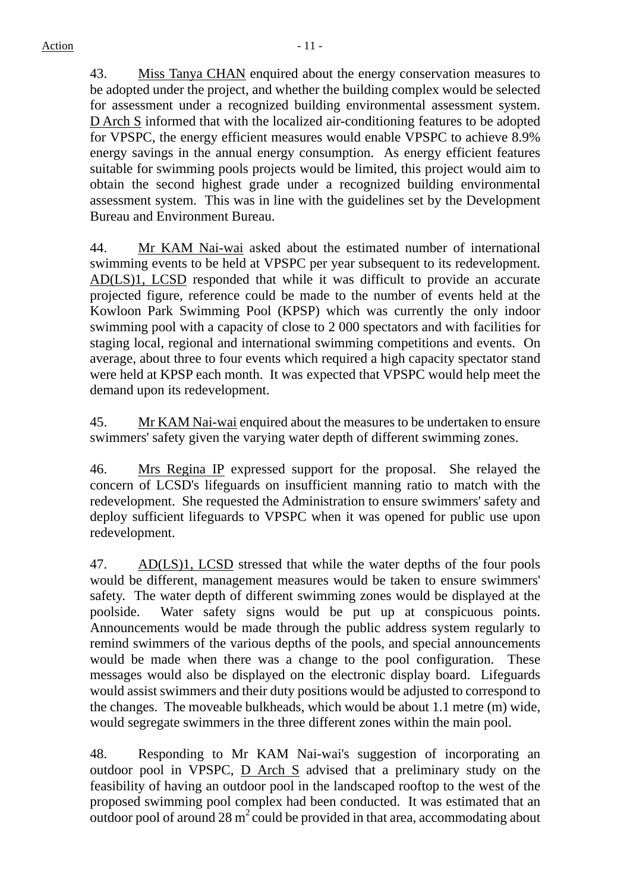43. Miss Tanya CHAN enquired about the energy conservation measures to be adopted under the project, and whether the building complex would be selected for assessment under a recognized building environmental assessment system. D Arch S informed that with the localized air-conditioning features to be adopted for VPSPC, the energy efficient measures would enable VPSPC to achieve 8.9% energy savings in the annual energy consumption. As energy efficient features suitable for swimming pools projects would be limited, this project would aim to obtain the second highest grade under a recognized building environmental assessment system. This was in line with the guidelines set by the Development Bureau and Environment Bureau.

44. Mr KAM Nai-wai asked about the estimated number of international swimming events to be held at VPSPC per year subsequent to its redevelopment. AD(LS)1, LCSD responded that while it was difficult to provide an accurate projected figure, reference could be made to the number of events held at the Kowloon Park Swimming Pool (KPSP) which was currently the only indoor swimming pool with a capacity of close to 2 000 spectators and with facilities for staging local, regional and international swimming competitions and events. On average, about three to four events which required a high capacity spectator stand were held at KPSP each month. It was expected that VPSPC would help meet the demand upon its redevelopment.

45. Mr KAM Nai-wai enquired about the measures to be undertaken to ensure swimmers' safety given the varying water depth of different swimming zones.

46. Mrs Regina IP expressed support for the proposal. She relayed the concern of LCSD's lifeguards on insufficient manning ratio to match with the redevelopment. She requested the Administration to ensure swimmers' safety and deploy sufficient lifeguards to VPSPC when it was opened for public use upon redevelopment.

47. AD(LS)1, LCSD stressed that while the water depths of the four pools would be different, management measures would be taken to ensure swimmers' safety. The water depth of different swimming zones would be displayed at the poolside. Water safety signs would be put up at conspicuous points. Announcements would be made through the public address system regularly to remind swimmers of the various depths of the pools, and special announcements would be made when there was a change to the pool configuration. These messages would also be displayed on the electronic display board. Lifeguards would assist swimmers and their duty positions would be adjusted to correspond to the changes. The moveable bulkheads, which would be about 1.1 metre (m) wide, would segregate swimmers in the three different zones within the main pool.

48. Responding to Mr KAM Nai-wai's suggestion of incorporating an outdoor pool in VPSPC, D Arch S advised that a preliminary study on the feasibility of having an outdoor pool in the landscaped rooftop to the west of the proposed swimming pool complex had been conducted. It was estimated that an outdoor pool of around 28 $m^2$ could be provided in that area, accommodating about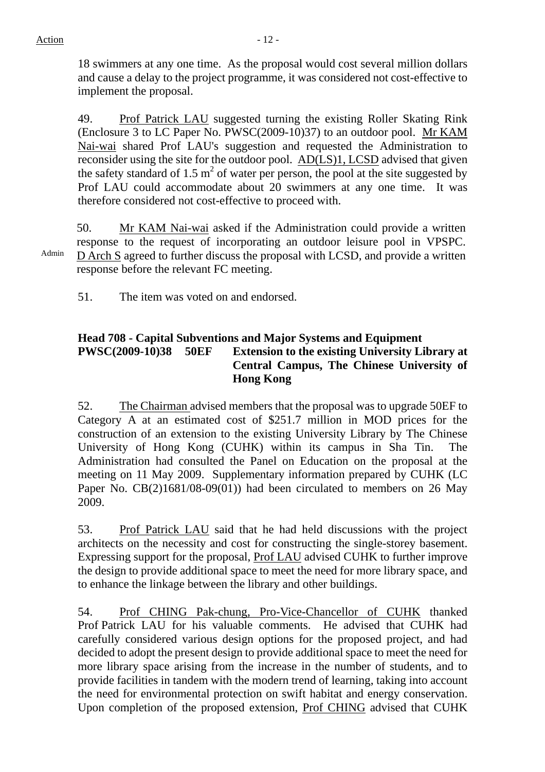18 swimmers at any one time. As the proposal would cost several million dollars and cause a delay to the project programme, it was considered not cost-effective to implement the proposal.

49. Prof Patrick LAU suggested turning the existing Roller Skating Rink (Enclosure 3 to LC Paper No. PWSC(2009-10)37) to an outdoor pool. Mr KAM Nai-wai shared Prof LAU's suggestion and requested the Administration to reconsider using the site for the outdoor pool. AD(LS)1, LCSD advised that given the safety standard of 1.5 $m^2$ of water per person, the pool at the site suggested by Prof LAU could accommodate about 20 swimmers at any one time. It was therefore considered not cost-effective to proceed with.

50. Mr KAM Nai-wai asked if the Administration could provide a written response to the request of incorporating an outdoor leisure pool in VPSPC. D Arch S agreed to further discuss the proposal with LCSD, and provide a written response before the relevant FC meeting. (Action: Admin)

51. The item was voted on and endorsed.

**Head 708 - Capital Subventions and Major Systems and Equipment**
**PWSC(2009-10)38 50EF Extension to the existing University Library at Central Campus, The Chinese University of Hong Kong**

52. The Chairman advised members that the proposal was to upgrade 50EF to Category A at an estimated cost of $251.7 million in MOD prices for the construction of an extension to the existing University Library by The Chinese University of Hong Kong (CUHK) within its campus in Sha Tin. The Administration had consulted the Panel on Education on the proposal at the meeting on 11 May 2009. Supplementary information prepared by CUHK (LC Paper No. CB(2)1681/08-09(01)) had been circulated to members on 26 May 2009.

53. Prof Patrick LAU said that he had held discussions with the project architects on the necessity and cost for constructing the single-storey basement. Expressing support for the proposal, Prof LAU advised CUHK to further improve the design to provide additional space to meet the need for more library space, and to enhance the linkage between the library and other buildings.

54. Prof CHING Pak-chung, Pro-Vice-Chancellor of CUHK thanked Prof Patrick LAU for his valuable comments. He advised that CUHK had carefully considered various design options for the proposed project, and had decided to adopt the present design to provide additional space to meet the need for more library space arising from the increase in the number of students, and to provide facilities in tandem with the modern trend of learning, taking into account the need for environmental protection on swift habitat and energy conservation. Upon completion of the proposed extension, Prof CHING advised that CUHK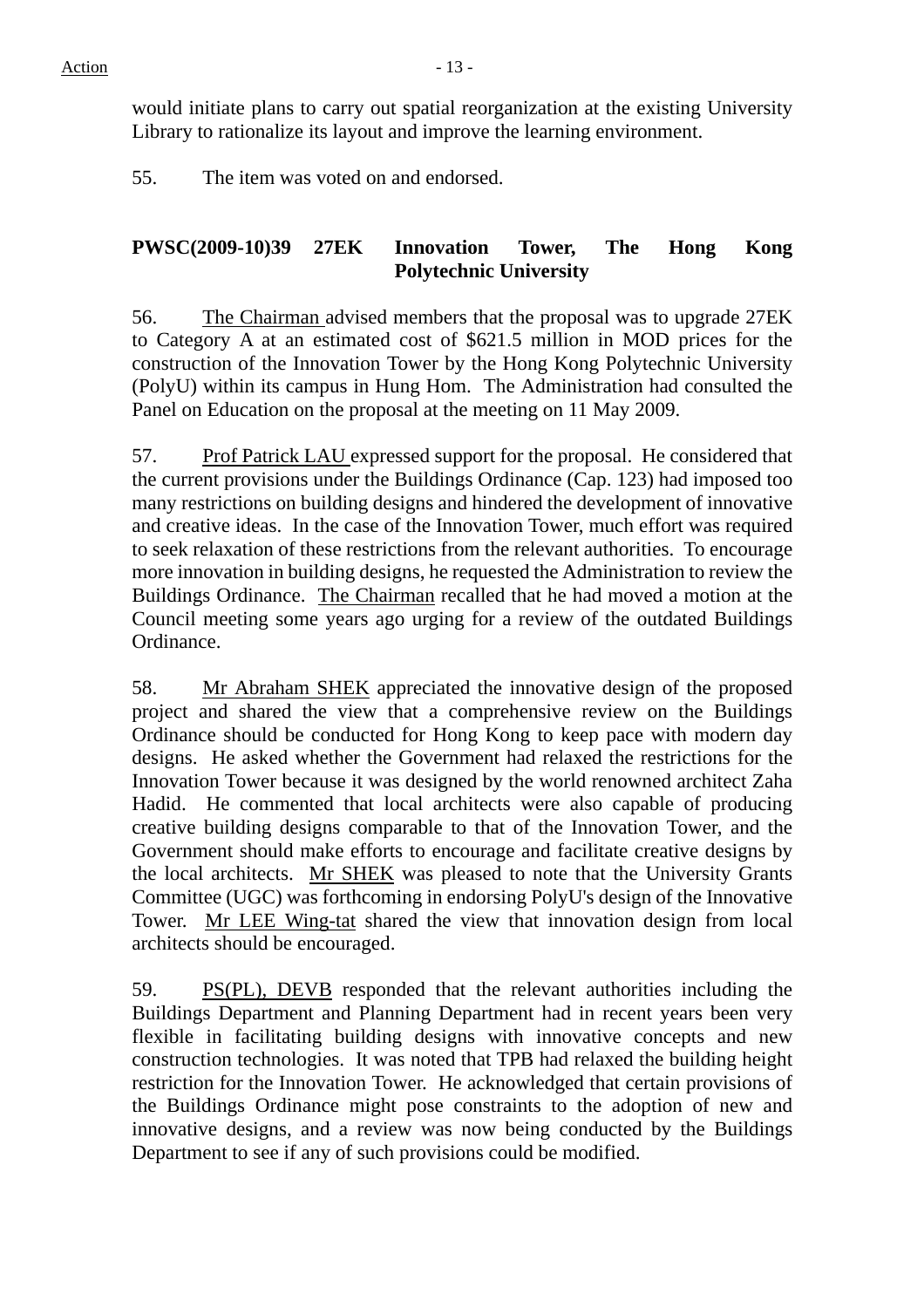would initiate plans to carry out spatial reorganization at the existing University Library to rationalize its layout and improve the learning environment.

55. The item was voted on and endorsed.

**PWSC(2009-10)39 27EK Innovation Tower, The Hong Kong Polytechnic University**

56. The Chairman advised members that the proposal was to upgrade 27EK to Category A at an estimated cost of $621.5 million in MOD prices for the construction of the Innovation Tower by the Hong Kong Polytechnic University (PolyU) within its campus in Hung Hom. The Administration had consulted the Panel on Education on the proposal at the meeting on 11 May 2009.

57. Prof Patrick LAU expressed support for the proposal. He considered that the current provisions under the Buildings Ordinance (Cap. 123) had imposed too many restrictions on building designs and hindered the development of innovative and creative ideas. In the case of the Innovation Tower, much effort was required to seek relaxation of these restrictions from the relevant authorities. To encourage more innovation in building designs, he requested the Administration to review the Buildings Ordinance. The Chairman recalled that he had moved a motion at the Council meeting some years ago urging for a review of the outdated Buildings Ordinance.

58. Mr Abraham SHEK appreciated the innovative design of the proposed project and shared the view that a comprehensive review on the Buildings Ordinance should be conducted for Hong Kong to keep pace with modern day designs. He asked whether the Government had relaxed the restrictions for the Innovation Tower because it was designed by the world renowned architect Zaha Hadid. He commented that local architects were also capable of producing creative building designs comparable to that of the Innovation Tower, and the Government should make efforts to encourage and facilitate creative designs by the local architects. Mr SHEK was pleased to note that the University Grants Committee (UGC) was forthcoming in endorsing PolyU's design of the Innovative Tower. Mr LEE Wing-tat shared the view that innovation design from local architects should be encouraged.

59. PS(PL), DEVB responded that the relevant authorities including the Buildings Department and Planning Department had in recent years been very flexible in facilitating building designs with innovative concepts and new construction technologies. It was noted that TPB had relaxed the building height restriction for the Innovation Tower. He acknowledged that certain provisions of the Buildings Ordinance might pose constraints to the adoption of new and innovative designs, and a review was now being conducted by the Buildings Department to see if any of such provisions could be modified.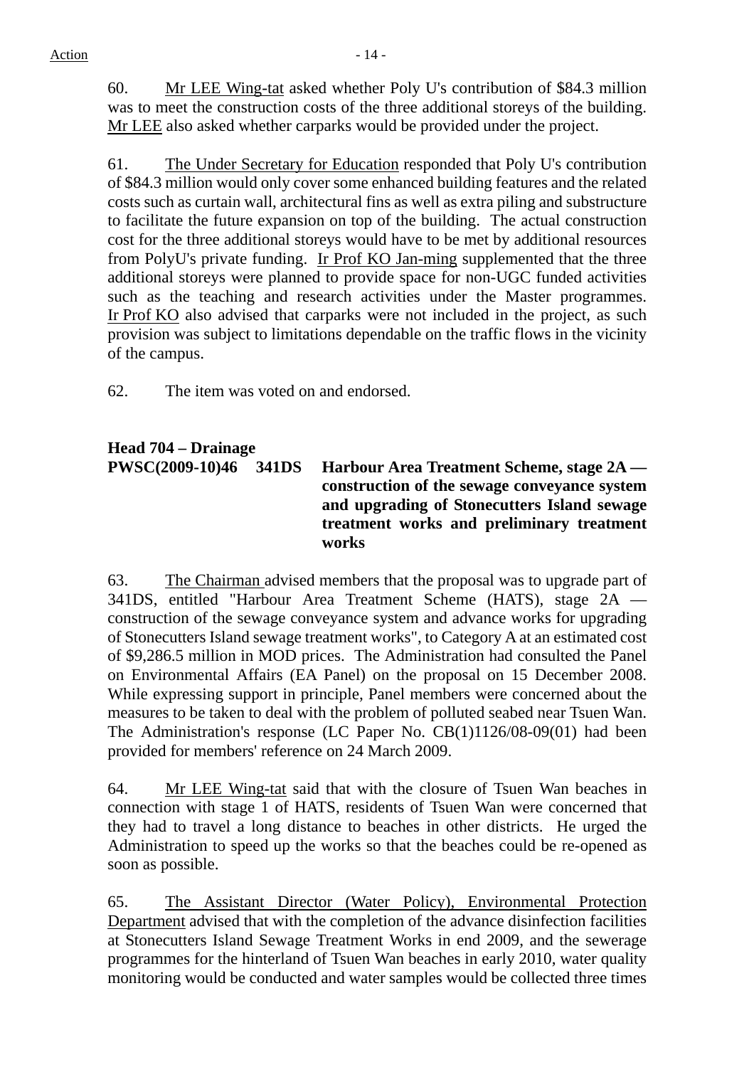60. Mr LEE Wing-tat asked whether Poly U's contribution of $84.3 million was to meet the construction costs of the three additional storeys of the building. Mr LEE also asked whether carparks would be provided under the project.

61. The Under Secretary for Education responded that Poly U's contribution of $84.3 million would only cover some enhanced building features and the related costs such as curtain wall, architectural fins as well as extra piling and substructure to facilitate the future expansion on top of the building. The actual construction cost for the three additional storeys would have to be met by additional resources from PolyU's private funding. Ir Prof KO Jan-ming supplemented that the three additional storeys were planned to provide space for non-UGC funded activities such as the teaching and research activities under the Master programmes. Ir Prof KO also advised that carparks were not included in the project, as such provision was subject to limitations dependable on the traffic flows in the vicinity of the campus.

62. The item was voted on and endorsed.

**Head 704 – Drainage**

**PWSC(2009-10)46 341DS Harbour Area Treatment Scheme, stage 2A — construction of the sewage conveyance system and upgrading of Stonecutters Island sewage treatment works and preliminary treatment works**

63. The Chairman advised members that the proposal was to upgrade part of 341DS, entitled "Harbour Area Treatment Scheme (HATS), stage 2A — construction of the sewage conveyance system and advance works for upgrading of Stonecutters Island sewage treatment works", to Category A at an estimated cost of $9,286.5 million in MOD prices. The Administration had consulted the Panel on Environmental Affairs (EA Panel) on the proposal on 15 December 2008. While expressing support in principle, Panel members were concerned about the measures to be taken to deal with the problem of polluted seabed near Tsuen Wan. The Administration's response (LC Paper No. CB(1)1126/08-09(01) had been provided for members' reference on 24 March 2009.

64. Mr LEE Wing-tat said that with the closure of Tsuen Wan beaches in connection with stage 1 of HATS, residents of Tsuen Wan were concerned that they had to travel a long distance to beaches in other districts. He urged the Administration to speed up the works so that the beaches could be re-opened as soon as possible.

65. The Assistant Director (Water Policy), Environmental Protection Department advised that with the completion of the advance disinfection facilities at Stonecutters Island Sewage Treatment Works in end 2009, and the sewerage programmes for the hinterland of Tsuen Wan beaches in early 2010, water quality monitoring would be conducted and water samples would be collected three times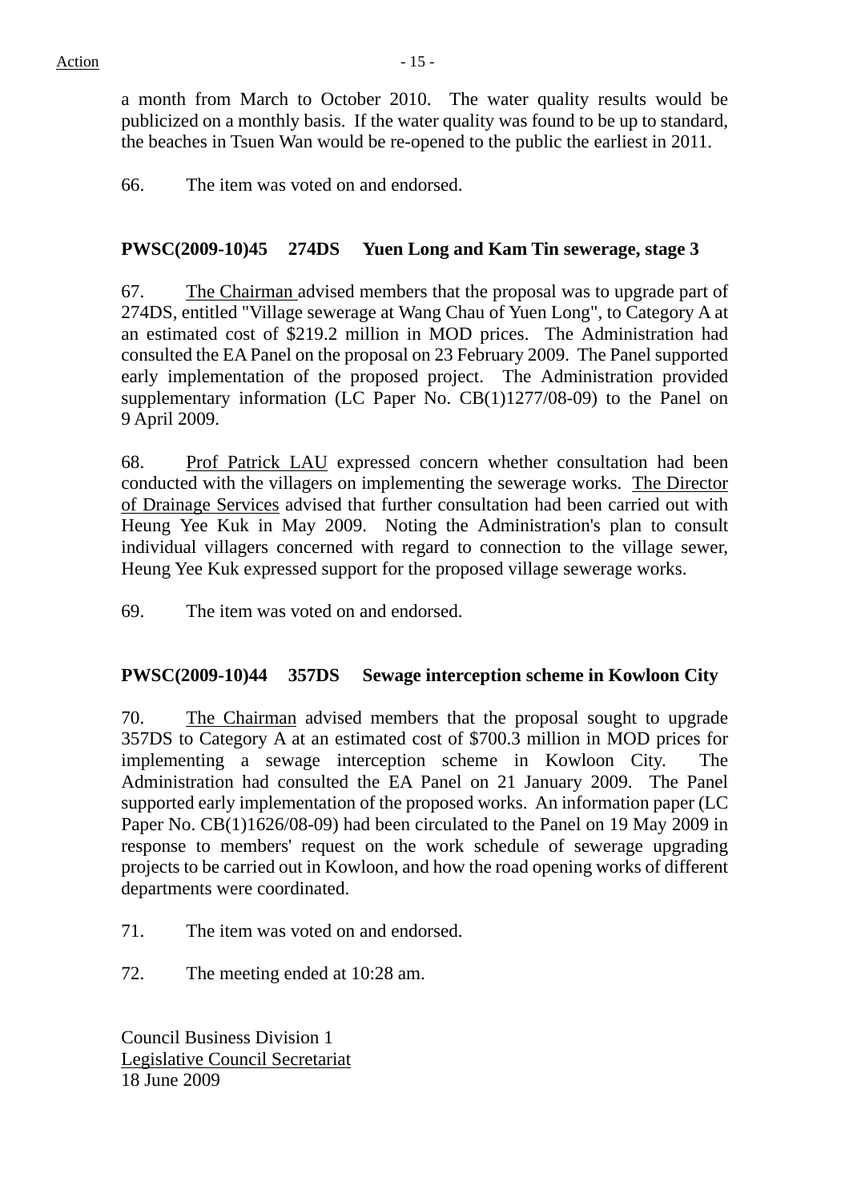a month from March to October 2010. The water quality results would be publicized on a monthly basis. If the water quality was found to be up to standard, the beaches in Tsuen Wan would be re-opened to the public the earliest in 2011.

66. The item was voted on and endorsed.

**PWSC(2009-10)45 274DS Yuen Long and Kam Tin sewerage, stage 3**

67. The Chairman advised members that the proposal was to upgrade part of 274DS, entitled "Village sewerage at Wang Chau of Yuen Long", to Category A at an estimated cost of $219.2 million in MOD prices. The Administration had consulted the EA Panel on the proposal on 23 February 2009. The Panel supported early implementation of the proposed project. The Administration provided supplementary information (LC Paper No. CB(1)1277/08-09) to the Panel on 9 April 2009.

68. Prof Patrick LAU expressed concern whether consultation had been conducted with the villagers on implementing the sewerage works. The Director of Drainage Services advised that further consultation had been carried out with Heung Yee Kuk in May 2009. Noting the Administration's plan to consult individual villagers concerned with regard to connection to the village sewer, Heung Yee Kuk expressed support for the proposed village sewerage works.

69. The item was voted on and endorsed.

**PWSC(2009-10)44 357DS Sewage interception scheme in Kowloon City**

70. The Chairman advised members that the proposal sought to upgrade 357DS to Category A at an estimated cost of $700.3 million in MOD prices for implementing a sewage interception scheme in Kowloon City. The Administration had consulted the EA Panel on 21 January 2009. The Panel supported early implementation of the proposed works. An information paper (LC Paper No. CB(1)1626/08-09) had been circulated to the Panel on 19 May 2009 in response to members' request on the work schedule of sewerage upgrading projects to be carried out in Kowloon, and how the road opening works of different departments were coordinated.

71. The item was voted on and endorsed.

72. The meeting ended at 10:28 am.

Council Business Division 1
Legislative Council Secretariat
18 June 2009